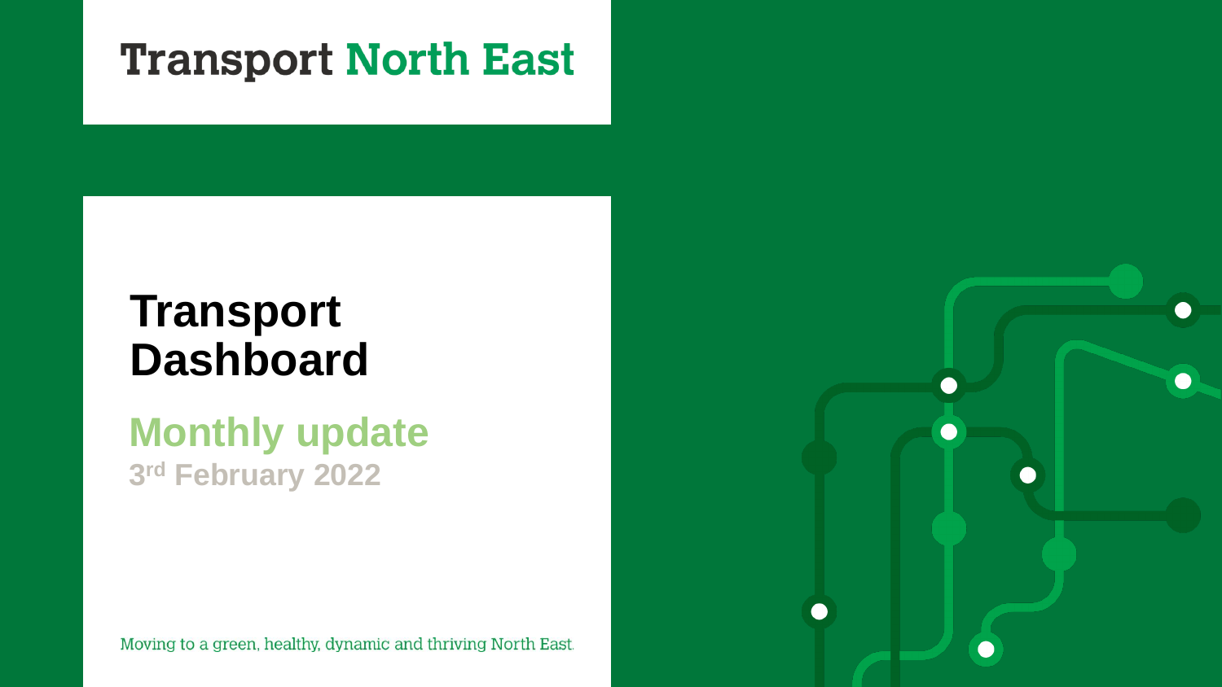Transport North East

# Transport Dashboard

## Monthly update

3rd February 2022

Moving to a green, healthy, dynamic and thriving North East.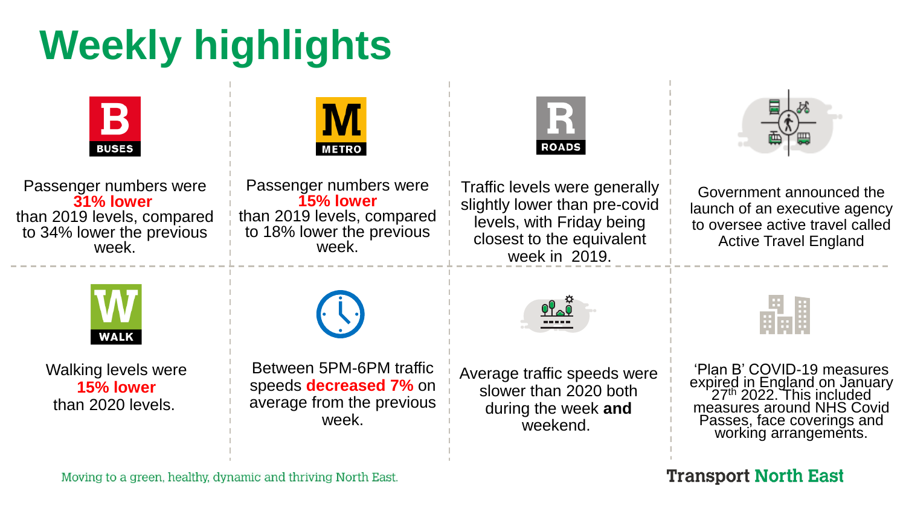# Weekly highlights

**BUSES**

Passenger numbers were **31% lower** than 2019 levels, compared to 34% lower the previous week.

**METRO**

Passenger numbers were **15% lower** than 2019 levels, compared to 18% lower the previous week.

**ROADS**

Traffic levels were generally slightly lower than pre-covid levels, with Friday being closest to the equivalent week in 2019.

Government announced the launch of an executive agency to oversee active travel called Active Travel England

**WALK**

Walking levels were **15% lower** than 2020 levels.

Between 5PM-6PM traffic speeds **decreased 7%** on average from the previous week.

Average traffic speeds were slower than 2020 both during the week **and** weekend.

'Plan B' COVID-19 measures expired in England on January 27th 2022. This included measures around NHS Covid Passes, face coverings and working arrangements.

Moving to a green, healthy, dynamic and thriving North East.

Transport North East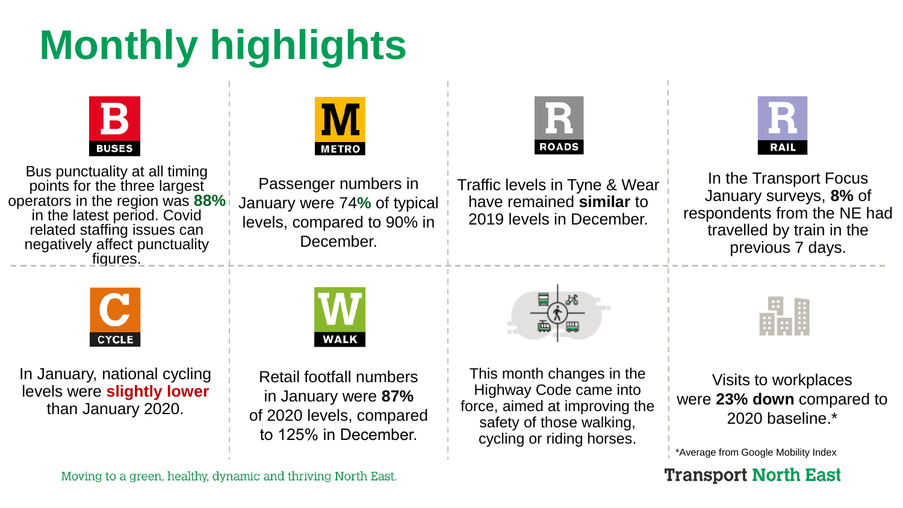# Monthly highlights

**BUSES**

Bus punctuality at all timing points for the three largest operators in the region was **88%** in the latest period. Covid related staffing issues can negatively affect punctuality figures.

**METRO**

Passenger numbers in January were 74**%** of typical levels, compared to 90% in December.

**ROADS**

Traffic levels in Tyne & Wear have remained **similar** to 2019 levels in December.

**RAIL**

In the Transport Focus January surveys, **8%** of respondents from the NE had travelled by train in the previous 7 days.

**CYCLE**

In January, national cycling levels were **slightly lower** than January 2020.

**WALK**

Retail footfall numbers in January were **87%** of 2020 levels, compared to 125% in December.

This month changes in the Highway Code came into force, aimed at improving the safety of those walking, cycling or riding horses.

Visits to workplaces were **23% down** compared to 2020 baseline.*

*Average from Google Mobility Index

Moving to a green, healthy, dynamic and thriving North East.

Transport North East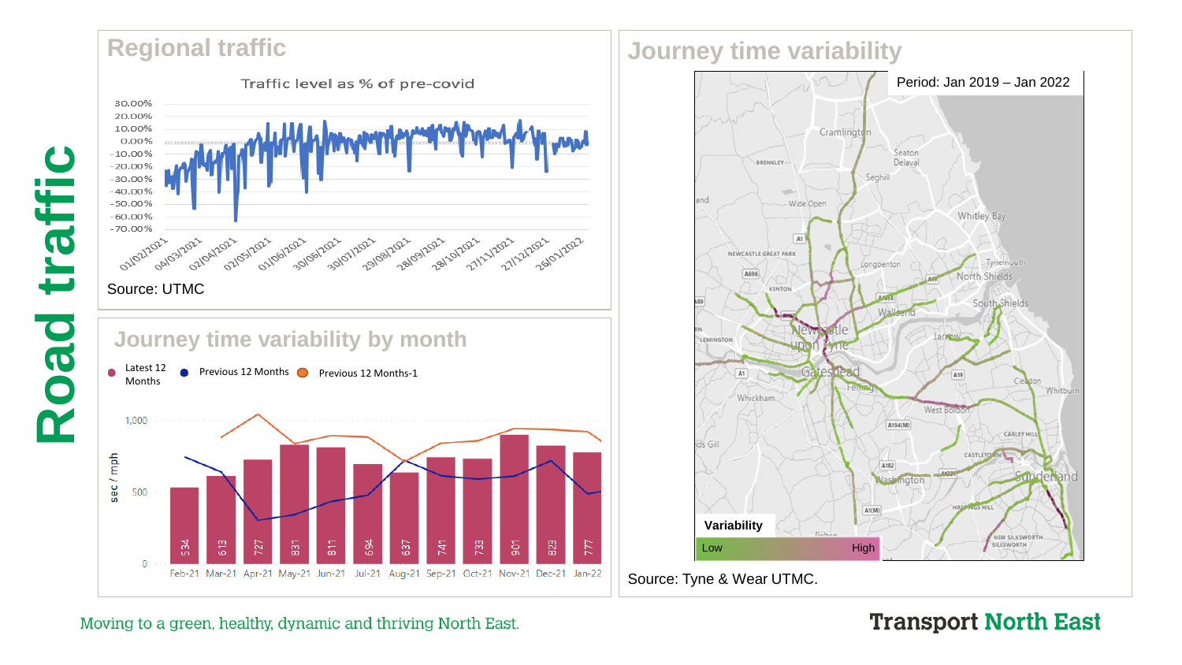# Road traffic

## Regional traffic

Traffic level as % of pre-covid

Source: UTMC

## Journey time variability by month

Latest 12 Months | Previous 12 Months | Previous 12 Months-1

| Month | Feb-21 | Mar-21 | Apr-21 | May-21 | Jun-21 | Jul-21 | Aug-21 | Sep-21 | Oct-21 | Nov-21 | Dec-21 | Jan-22 |
|---|---|---|---|---|---|---|---|---|---|---|---|---|
| Latest 12 Months (sec / mph) | 534 | 613 | 727 | 831 | 811 | 694 | 637 | 741 | 733 | 901 | 823 | 777 |

## Journey time variability

Period: Jan 2019 – Jan 2022

Variability: Low – High

Source: Tyne & Wear UTMC.

Moving to a green, healthy, dynamic and thriving North East.

Transport North East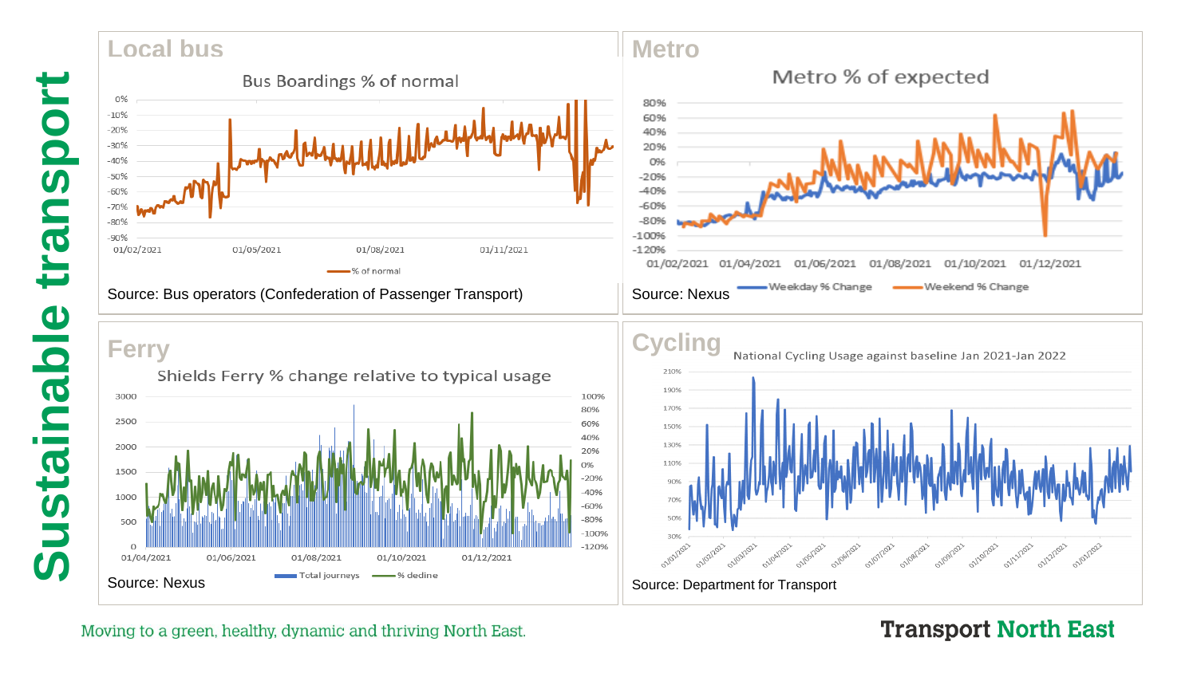# Sustainable transport

## Local bus

Bus Boardings % of normal

Source: Bus operators (Confederation of Passenger Transport)

## Metro

Metro % of expected

Source: Nexus

## Ferry

Shields Ferry % change relative to typical usage

Source: Nexus

## Cycling

National Cycling Usage against baseline Jan 2021-Jan 2022

Source: Department for Transport

Moving to a green, healthy, dynamic and thriving North East.

Transport North East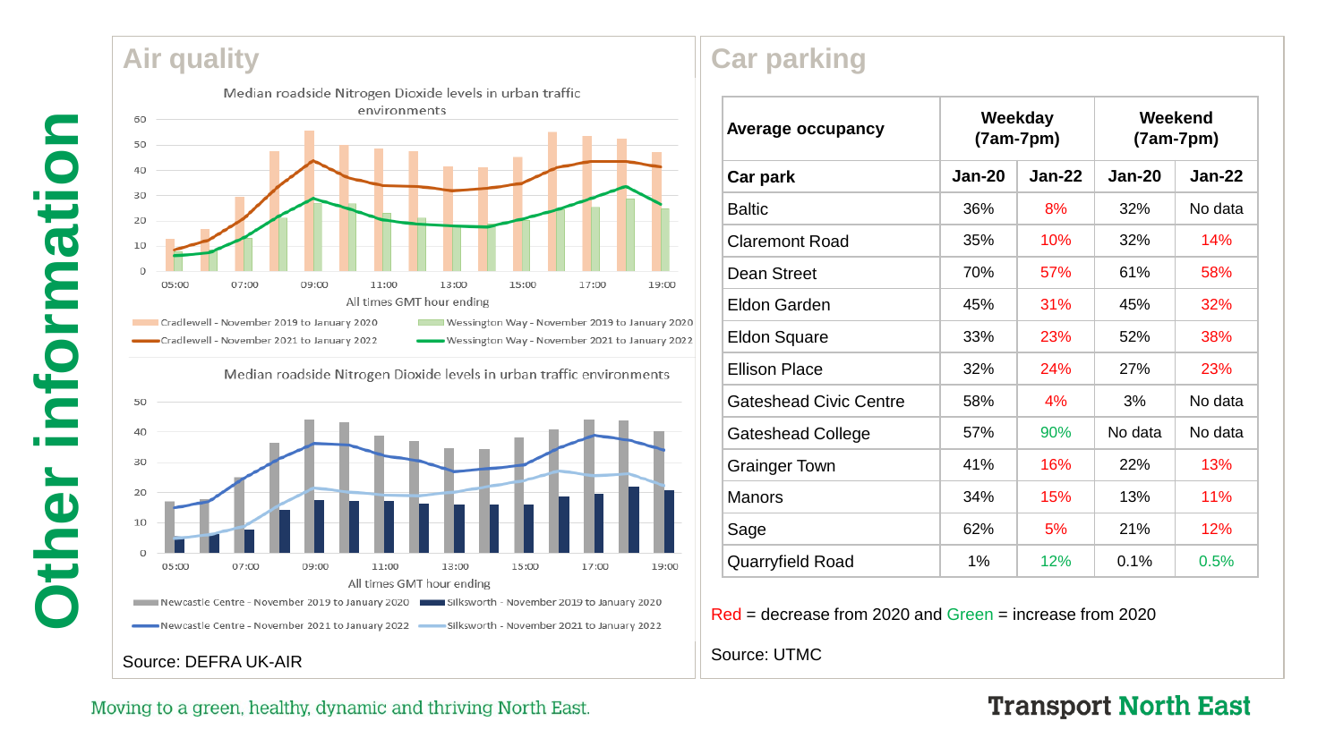# Other information

## Air quality

Median roadside Nitrogen Dioxide levels in urban traffic environments

All times GMT hour ending

Cradlewell - November 2019 to January 2020 | Wessington Way - November 2019 to January 2020 | Cradlewell - November 2021 to January 2022 | Wessington Way - November 2021 to January 2022

Median roadside Nitrogen Dioxide levels in urban traffic environments

All times GMT hour ending

Newcastle Centre - November 2019 to January 2020 | Silksworth - November 2019 to January 2020 | Newcastle Centre - November 2021 to January 2022 | Silksworth - November 2021 to January 2022

Source: DEFRA UK-AIR

## Car parking

| Average occupancy | Weekday (7am-7pm) | | Weekend (7am-7pm) | |
|---|---|---|---|---|
| Car park | Jan-20 | Jan-22 | Jan-20 | Jan-22 |
| Baltic | 36% | 8% | 32% | No data |
| Claremont Road | 35% | 10% | 32% | 14% |
| Dean Street | 70% | 57% | 61% | 58% |
| Eldon Garden | 45% | 31% | 45% | 32% |
| Eldon Square | 33% | 23% | 52% | 38% |
| Ellison Place | 32% | 24% | 27% | 23% |
| Gateshead Civic Centre | 58% | 4% | 3% | No data |
| Gateshead College | 57% | 90% | No data | No data |
| Grainger Town | 41% | 16% | 22% | 13% |
| Manors | 34% | 15% | 13% | 11% |
| Sage | 62% | 5% | 21% | 12% |
| Quarryfield Road | 1% | 12% | 0.1% | 0.5% |

Red = decrease from 2020 and Green = increase from 2020

Source: UTMC

Moving to a green, healthy, dynamic and thriving North East.

Transport North East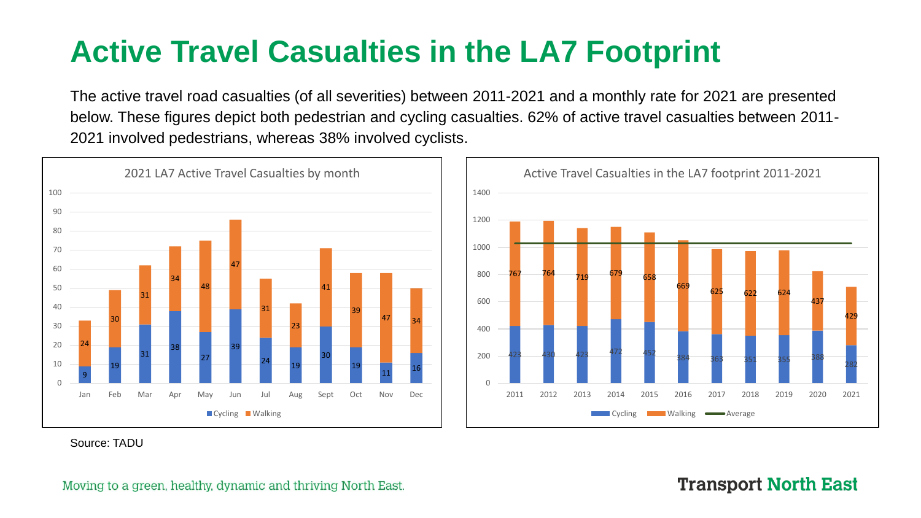# Active Travel Casualties in the LA7 Footprint

The active travel road casualties (of all severities) between 2011-2021 and a monthly rate for 2021 are presented below. These figures depict both pedestrian and cycling casualties. 62% of active travel casualties between 2011-2021 involved pedestrians, whereas 38% involved cyclists.

**2021 LA7 Active Travel Casualties by month**

| Month | Cycling | Walking |
|---|---|---|
| Jan | 9 | 24 |
| Feb | 19 | 30 |
| Mar | 31 | 31 |
| Apr | 38 | 34 |
| May | 27 | 48 |
| Jun | 39 | 47 |
| Jul | 24 | 31 |
| Aug | 19 | 23 |
| Sept | 30 | 41 |
| Oct | 19 | 39 |
| Nov | 11 | 47 |
| Dec | 16 | 34 |

**Active Travel Casualties in the LA7 footprint 2011-2021**

| Year | Cycling | Walking |
|---|---|---|
| 2011 | 423 | 767 |
| 2012 | 430 | 764 |
| 2013 | 423 | 719 |
| 2014 | 472 | 679 |
| 2015 | 452 | 658 |
| 2016 | 384 | 669 |
| 2017 | 363 | 625 |
| 2018 | 351 | 622 |
| 2019 | 355 | 624 |
| 2020 | 388 | 437 |
| 2021 | 282 | 429 |

Source: TADU

Moving to a green, healthy, dynamic and thriving North East.

Transport North East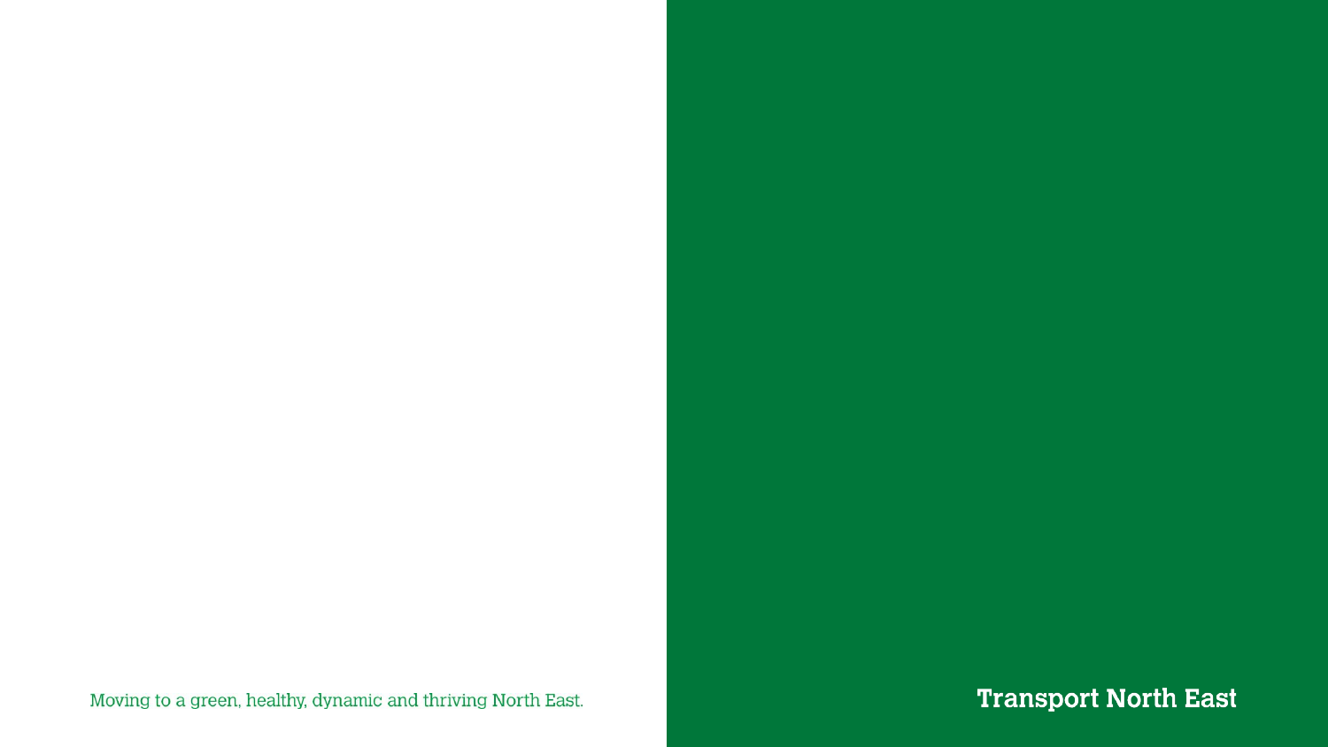Moving to a green, healthy, dynamic and thriving North East.

**Transport North East**